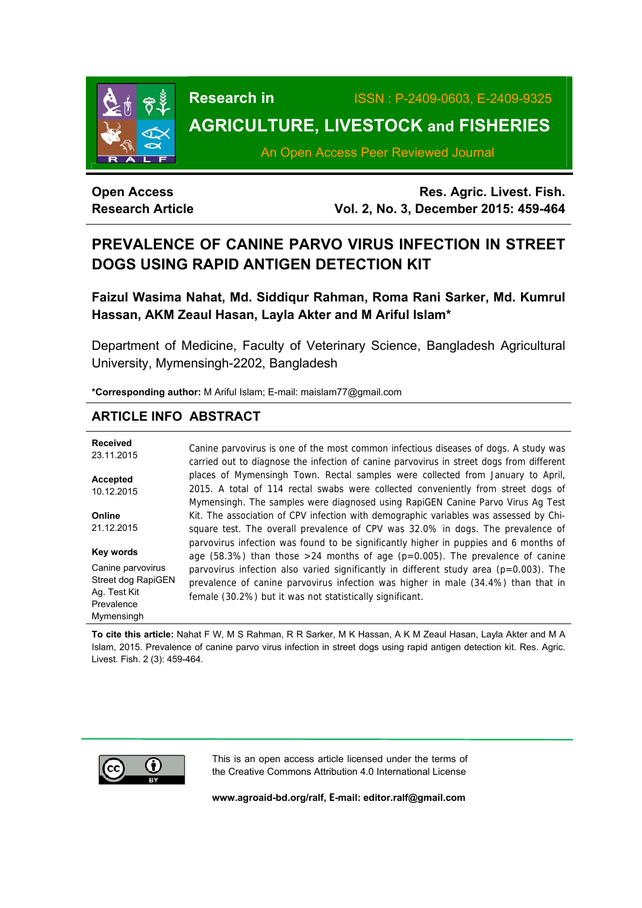**Open Access**
**Research Article**

# PREVALENCE OF CANINE PARVO VIRUS INFECTION IN STREET DOGS USING RAPID ANTIGEN DETECTION KIT

**Faizul Wasima Nahat, Md. Siddiqur Rahman, Roma Rani Sarker, Md. Kumrul Hassan, AKM Zeaul Hasan, Layla Akter and M Ariful Islam***

Department of Medicine, Faculty of Veterinary Science, Bangladesh Agricultural University, Mymensingh-2202, Bangladesh

***Corresponding author:** M Ariful Islam; E-mail: maislam77@gmail.com

## ARTICLE INFO

**Received**
23.11.2015

**Accepted**
10.12.2015

**Online**
21.12.2015

**Key words**
Canine parvovirus
Street dog RapiGEN Ag. Test Kit
Prevalence
Mymensingh

## ABSTRACT

Canine parvovirus is one of the most common infectious diseases of dogs. A study was carried out to diagnose the infection of canine parvovirus in street dogs from different places of Mymensingh Town. Rectal samples were collected from January to April, 2015. A total of 114 rectal swabs were collected conveniently from street dogs of Mymensingh. The samples were diagnosed using RapiGEN Canine Parvo Virus Ag Test Kit. The association of CPV infection with demographic variables was assessed by Chi-square test. The overall prevalence of CPV was 32.0% in dogs. The prevalence of parvovirus infection was found to be significantly higher in puppies and 6 months of age (58.3%) than those >24 months of age ($p=0.005$). The prevalence of canine parvovirus infection also varied significantly in different study area ($p=0.003$). The prevalence of canine parvovirus infection was higher in male (34.4%) than that in female (30.2%) but it was not statistically significant.

**To cite this article:** Nahat F W, M S Rahman, R R Sarker, M K Hassan, A K M Zeaul Hasan, Layla Akter and M A Islam, 2015. Prevalence of canine parvo virus infection in street dogs using rapid antigen detection kit. Res. Agric. Livest. Fish. 2 (3): 459-464.

This is an open access article licensed under the terms of the Creative Commons Attribution 4.0 International License

**www.agroaid-bd.org/ralf, E-mail: editor.ralf@gmail.com**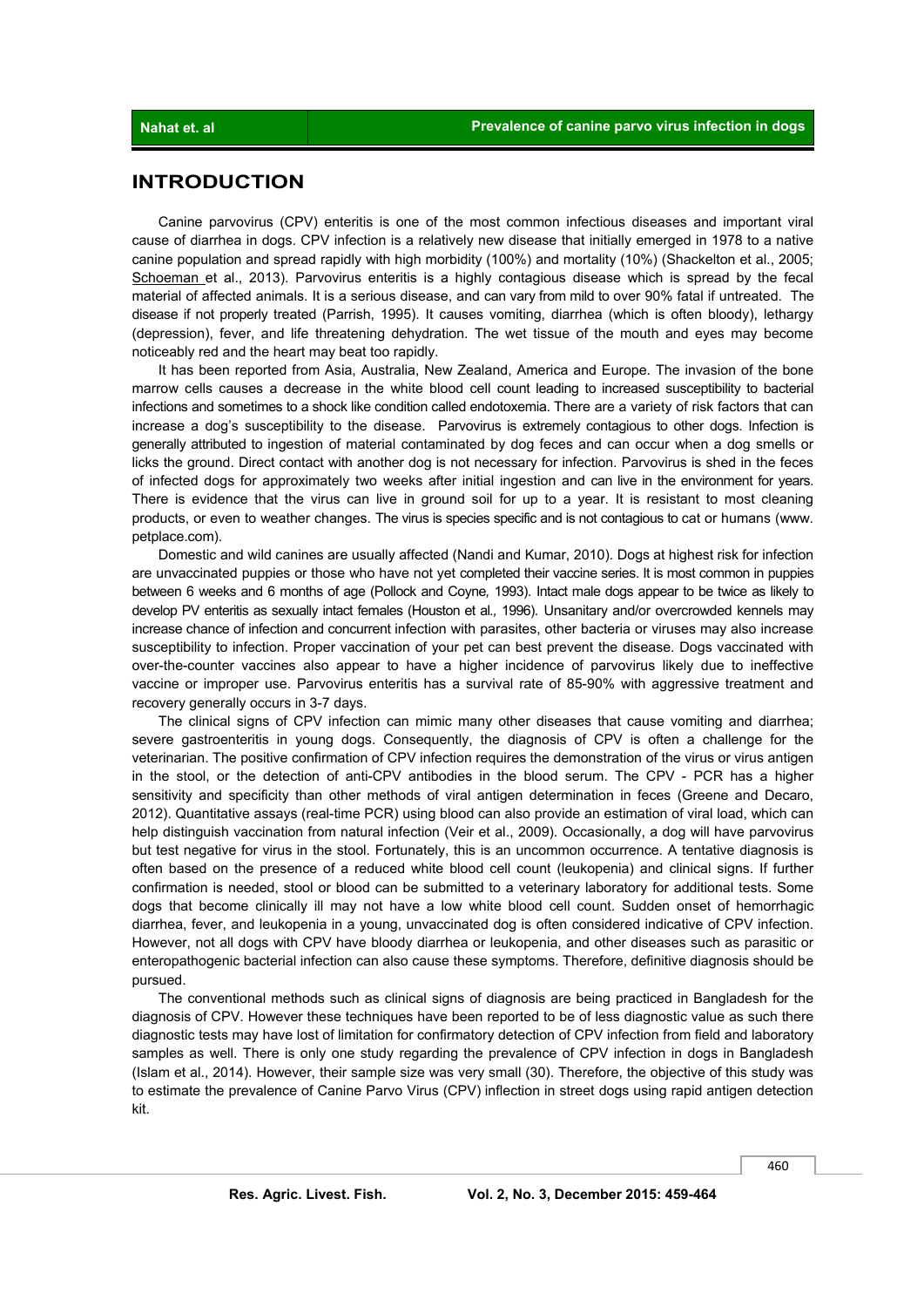## INTRODUCTION

Canine parvovirus (CPV) enteritis is one of the most common infectious diseases and important viral cause of diarrhea in dogs. CPV infection is a relatively new disease that initially emerged in 1978 to a native canine population and spread rapidly with high morbidity (100%) and mortality (10%) (Shackelton et al., 2005; Schoeman et al., 2013). Parvovirus enteritis is a highly contagious disease which is spread by the fecal material of affected animals. It is a serious disease, and can vary from mild to over 90% fatal if untreated. The disease if not properly treated (Parrish, 1995). It causes vomiting, diarrhea (which is often bloody), lethargy (depression), fever, and life threatening dehydration. The wet tissue of the mouth and eyes may become noticeably red and the heart may beat too rapidly.

It has been reported from Asia, Australia, New Zealand, America and Europe. The invasion of the bone marrow cells causes a decrease in the white blood cell count leading to increased susceptibility to bacterial infections and sometimes to a shock like condition called endotoxemia. There are a variety of risk factors that can increase a dog's susceptibility to the disease. Parvovirus is extremely contagious to other dogs. Infection is generally attributed to ingestion of material contaminated by dog feces and can occur when a dog smells or licks the ground. Direct contact with another dog is not necessary for infection. Parvovirus is shed in the feces of infected dogs for approximately two weeks after initial ingestion and can live in the environment for years. There is evidence that the virus can live in ground soil for up to a year. It is resistant to most cleaning products, or even to weather changes. The virus is species specific and is not contagious to cat or humans (www. petplace.com).

Domestic and wild canines are usually affected (Nandi and Kumar, 2010). Dogs at highest risk for infection are unvaccinated puppies or those who have not yet completed their vaccine series. It is most common in puppies between 6 weeks and 6 months of age (Pollock and Coyne, 1993). Intact male dogs appear to be twice as likely to develop PV enteritis as sexually intact females (Houston et al., 1996). Unsanitary and/or overcrowded kennels may increase chance of infection and concurrent infection with parasites, other bacteria or viruses may also increase susceptibility to infection. Proper vaccination of your pet can best prevent the disease. Dogs vaccinated with over-the-counter vaccines also appear to have a higher incidence of parvovirus likely due to ineffective vaccine or improper use. Parvovirus enteritis has a survival rate of 85-90% with aggressive treatment and recovery generally occurs in 3-7 days.

The clinical signs of CPV infection can mimic many other diseases that cause vomiting and diarrhea; severe gastroenteritis in young dogs. Consequently, the diagnosis of CPV is often a challenge for the veterinarian. The positive confirmation of CPV infection requires the demonstration of the virus or virus antigen in the stool, or the detection of anti-CPV antibodies in the blood serum. The CPV - PCR has a higher sensitivity and specificity than other methods of viral antigen determination in feces (Greene and Decaro, 2012). Quantitative assays (real-time PCR) using blood can also provide an estimation of viral load, which can help distinguish vaccination from natural infection (Veir et al., 2009). Occasionally, a dog will have parvovirus but test negative for virus in the stool. Fortunately, this is an uncommon occurrence. A tentative diagnosis is often based on the presence of a reduced white blood cell count (leukopenia) and clinical signs. If further confirmation is needed, stool or blood can be submitted to a veterinary laboratory for additional tests. Some dogs that become clinically ill may not have a low white blood cell count. Sudden onset of hemorrhagic diarrhea, fever, and leukopenia in a young, unvaccinated dog is often considered indicative of CPV infection. However, not all dogs with CPV have bloody diarrhea or leukopenia, and other diseases such as parasitic or enteropathogenic bacterial infection can also cause these symptoms. Therefore, definitive diagnosis should be pursued.

The conventional methods such as clinical signs of diagnosis are being practiced in Bangladesh for the diagnosis of CPV. However these techniques have been reported to be of less diagnostic value as such there diagnostic tests may have lost of limitation for confirmatory detection of CPV infection from field and laboratory samples as well. There is only one study regarding the prevalence of CPV infection in dogs in Bangladesh (Islam et al., 2014). However, their sample size was very small (30). Therefore, the objective of this study was to estimate the prevalence of Canine Parvo Virus (CPV) inflection in street dogs using rapid antigen detection kit.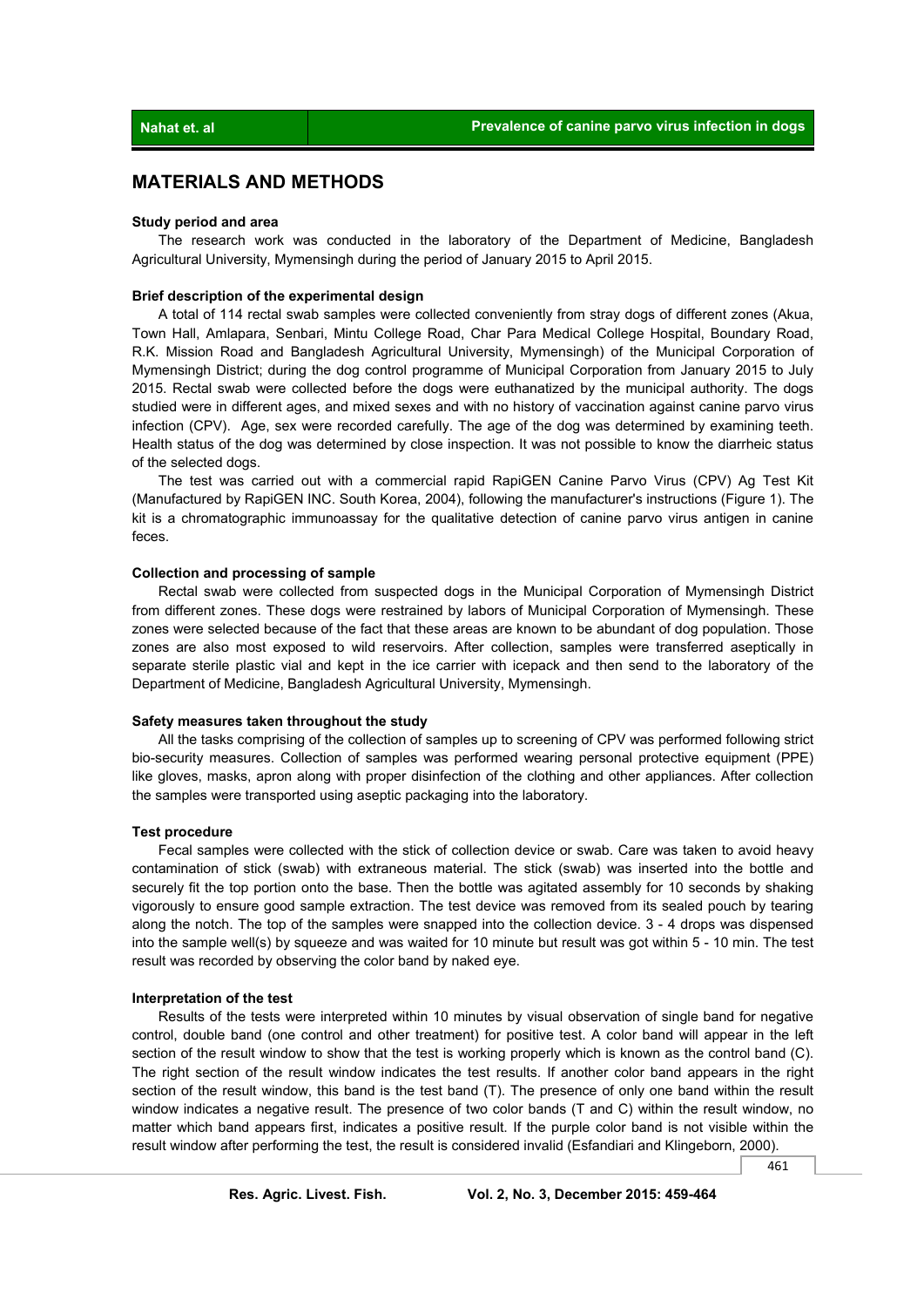## MATERIALS AND METHODS

### Study period and area

The research work was conducted in the laboratory of the Department of Medicine, Bangladesh Agricultural University, Mymensingh during the period of January 2015 to April 2015.

### Brief description of the experimental design

A total of 114 rectal swab samples were collected conveniently from stray dogs of different zones (Akua, Town Hall, Amlapara, Senbari, Mintu College Road, Char Para Medical College Hospital, Boundary Road, R.K. Mission Road and Bangladesh Agricultural University, Mymensingh) of the Municipal Corporation of Mymensingh District; during the dog control programme of Municipal Corporation from January 2015 to July 2015. Rectal swab were collected before the dogs were euthanatized by the municipal authority. The dogs studied were in different ages, and mixed sexes and with no history of vaccination against canine parvo virus infection (CPV). Age, sex were recorded carefully. The age of the dog was determined by examining teeth. Health status of the dog was determined by close inspection. It was not possible to know the diarrheic status of the selected dogs.

The test was carried out with a commercial rapid RapiGEN Canine Parvo Virus (CPV) Ag Test Kit (Manufactured by RapiGEN INC. South Korea, 2004), following the manufacturer's instructions (Figure 1). The kit is a chromatographic immunoassay for the qualitative detection of canine parvo virus antigen in canine feces.

### Collection and processing of sample

Rectal swab were collected from suspected dogs in the Municipal Corporation of Mymensingh District from different zones. These dogs were restrained by labors of Municipal Corporation of Mymensingh. These zones were selected because of the fact that these areas are known to be abundant of dog population. Those zones are also most exposed to wild reservoirs. After collection, samples were transferred aseptically in separate sterile plastic vial and kept in the ice carrier with icepack and then send to the laboratory of the Department of Medicine, Bangladesh Agricultural University, Mymensingh.

### Safety measures taken throughout the study

All the tasks comprising of the collection of samples up to screening of CPV was performed following strict bio-security measures. Collection of samples was performed wearing personal protective equipment (PPE) like gloves, masks, apron along with proper disinfection of the clothing and other appliances. After collection the samples were transported using aseptic packaging into the laboratory.

### Test procedure

Fecal samples were collected with the stick of collection device or swab. Care was taken to avoid heavy contamination of stick (swab) with extraneous material. The stick (swab) was inserted into the bottle and securely fit the top portion onto the base. Then the bottle was agitated assembly for 10 seconds by shaking vigorously to ensure good sample extraction. The test device was removed from its sealed pouch by tearing along the notch. The top of the samples were snapped into the collection device. 3 - 4 drops was dispensed into the sample well(s) by squeeze and was waited for 10 minute but result was got within 5 - 10 min. The test result was recorded by observing the color band by naked eye.

### Interpretation of the test

Results of the tests were interpreted within 10 minutes by visual observation of single band for negative control, double band (one control and other treatment) for positive test. A color band will appear in the left section of the result window to show that the test is working properly which is known as the control band (C). The right section of the result window indicates the test results. If another color band appears in the right section of the result window, this band is the test band (T). The presence of only one band within the result window indicates a negative result. The presence of two color bands (T and C) within the result window, no matter which band appears first, indicates a positive result. If the purple color band is not visible within the result window after performing the test, the result is considered invalid (Esfandiari and Klingeborn, 2000).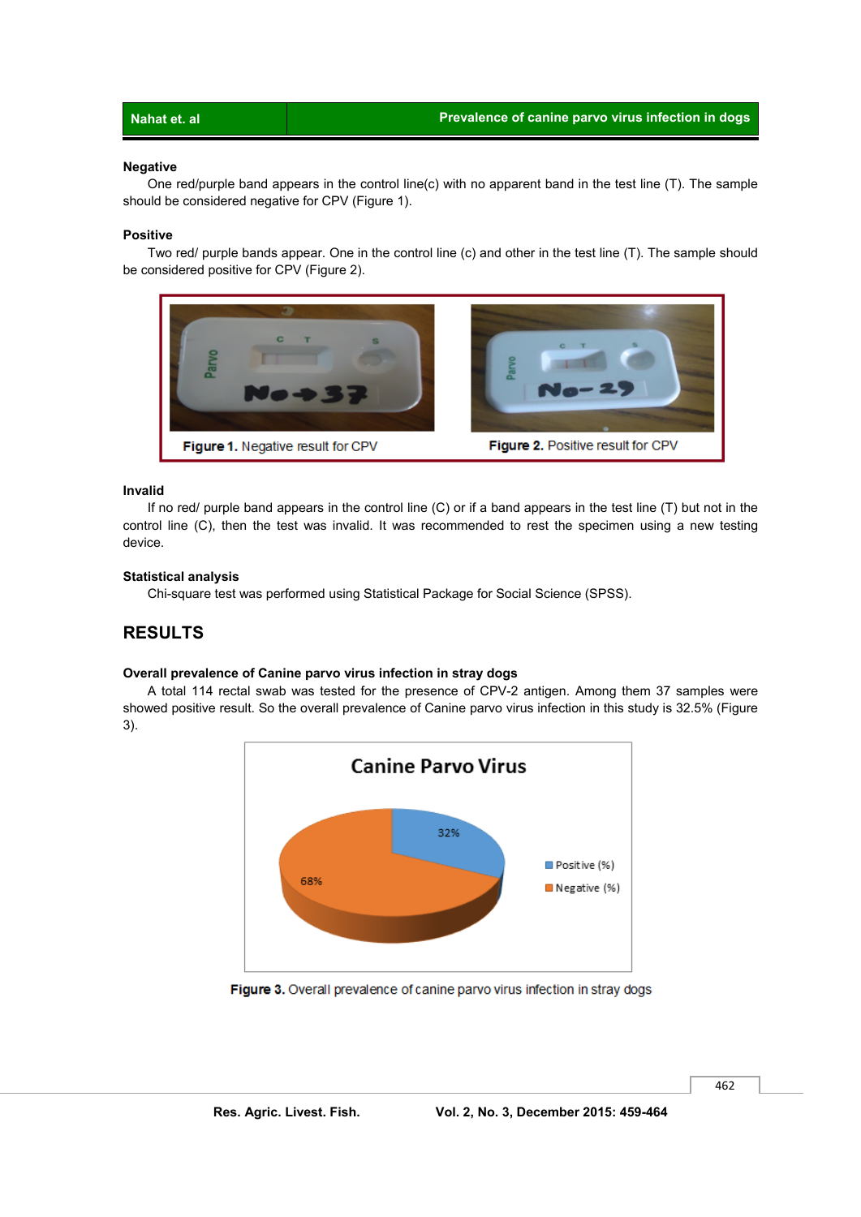**Negative**

One red/purple band appears in the control line(c) with no apparent band in the test line (T). The sample should be considered negative for CPV (Figure 1).

**Positive**

Two red/ purple bands appear. One in the control line (c) and other in the test line (T). The sample should be considered positive for CPV (Figure 2).

**Figure 1.** Negative result for CPV

**Figure 2.** Positive result for CPV

**Invalid**

If no red/ purple band appears in the control line (C) or if a band appears in the test line (T) but not in the control line (C), then the test was invalid. It was recommended to rest the specimen using a new testing device.

**Statistical analysis**

Chi-square test was performed using Statistical Package for Social Science (SPSS).

## RESULTS

**Overall prevalence of Canine parvo virus infection in stray dogs**

A total 114 rectal swab was tested for the presence of CPV-2 antigen. Among them 37 samples were showed positive result. So the overall prevalence of Canine parvo virus infection in this study is 32.5% (Figure 3).

**Figure 3.** Overall prevalence of canine parvo virus infection in stray dogs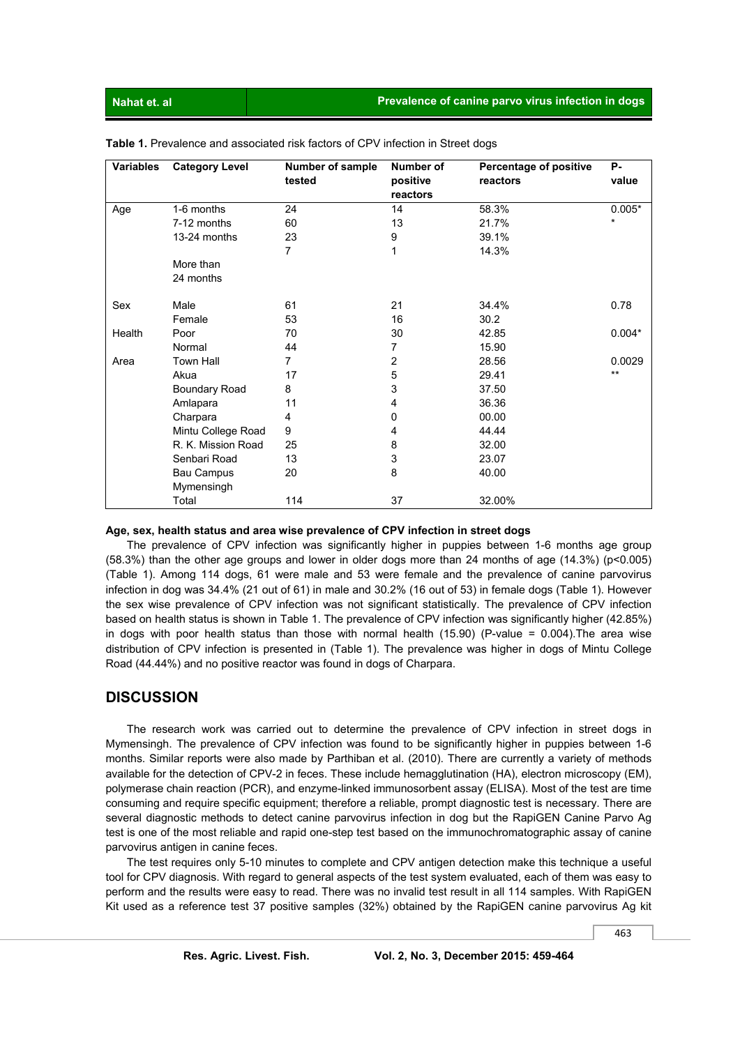**Table 1.** Prevalence and associated risk factors of CPV infection in Street dogs

| Variables | Category Level | Number of sample tested | Number of positive reactors | Percentage of positive reactors | P-value |
|---|---|---|---|---|---|
| Age | 1-6 months | 24 | 14 | 58.3% | 0.005** |
| | 7-12 months | 60 | 13 | 21.7% | |
| | 13-24 months | 23 | 9 | 39.1% | |
| | More than 24 months | 7 | 1 | 14.3% | |
| Sex | Male | 61 | 21 | 34.4% | 0.78 |
| | Female | 53 | 16 | 30.2 | |
| Health | Poor | 70 | 30 | 42.85 | 0.004* |
| | Normal | 44 | 7 | 15.90 | |
| Area | Town Hall | 7 | 2 | 28.56 | 0.0029** |
| | Akua | 17 | 5 | 29.41 | |
| | Boundary Road | 8 | 3 | 37.50 | |
| | Amlapara | 11 | 4 | 36.36 | |
| | Charpara | 4 | 0 | 00.00 | |
| | Mintu College Road | 9 | 4 | 44.44 | |
| | R. K. Mission Road | 25 | 8 | 32.00 | |
| | Senbari Road | 13 | 3 | 23.07 | |
| | Bau Campus Mymensingh | 20 | 8 | 40.00 | |
| | Total | 114 | 37 | 32.00% | |

**Age, sex, health status and area wise prevalence of CPV infection in street dogs**

The prevalence of CPV infection was significantly higher in puppies between 1-6 months age group (58.3%) than the other age groups and lower in older dogs more than 24 months of age (14.3%) ($p<0.005$) (Table 1). Among 114 dogs, 61 were male and 53 were female and the prevalence of canine parvovirus infection in dog was 34.4% (21 out of 61) in male and 30.2% (16 out of 53) in female dogs (Table 1). However the sex wise prevalence of CPV infection was not significant statistically. The prevalence of CPV infection based on health status is shown in Table 1. The prevalence of CPV infection was significantly higher (42.85%) in dogs with poor health status than those with normal health (15.90) (P-value = 0.004).The area wise distribution of CPV infection is presented in (Table 1). The prevalence was higher in dogs of Mintu College Road (44.44%) and no positive reactor was found in dogs of Charpara.

## DISCUSSION

The research work was carried out to determine the prevalence of CPV infection in street dogs in Mymensingh. The prevalence of CPV infection was found to be significantly higher in puppies between 1-6 months. Similar reports were also made by Parthiban et al. (2010). There are currently a variety of methods available for the detection of CPV-2 in feces. These include hemagglutination (HA), electron microscopy (EM), polymerase chain reaction (PCR), and enzyme-linked immunosorbent assay (ELISA). Most of the test are time consuming and require specific equipment; therefore a reliable, prompt diagnostic test is necessary. There are several diagnostic methods to detect canine parvovirus infection in dog but the RapiGEN Canine Parvo Ag test is one of the most reliable and rapid one-step test based on the immunochromatographic assay of canine parvovirus antigen in canine feces.

The test requires only 5-10 minutes to complete and CPV antigen detection make this technique a useful tool for CPV diagnosis. With regard to general aspects of the test system evaluated, each of them was easy to perform and the results were easy to read. There was no invalid test result in all 114 samples. With RapiGEN Kit used as a reference test 37 positive samples (32%) obtained by the RapiGEN canine parvovirus Ag kit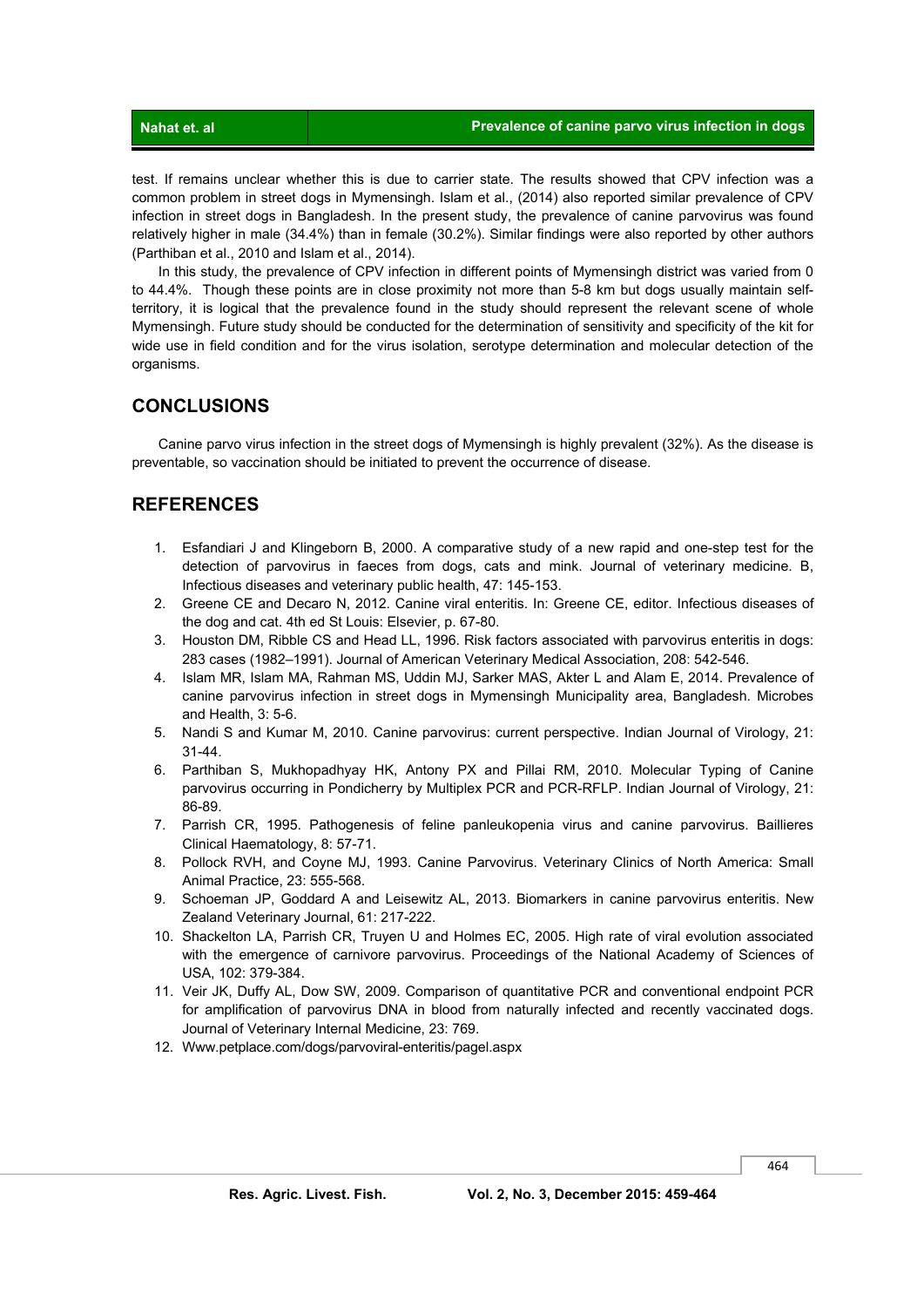test. If remains unclear whether this is due to carrier state. The results showed that CPV infection was a common problem in street dogs in Mymensingh. Islam et al., (2014) also reported similar prevalence of CPV infection in street dogs in Bangladesh. In the present study, the prevalence of canine parvovirus was found relatively higher in male (34.4%) than in female (30.2%). Similar findings were also reported by other authors (Parthiban et al., 2010 and Islam et al., 2014).

In this study, the prevalence of CPV infection in different points of Mymensingh district was varied from 0 to 44.4%. Though these points are in close proximity not more than 5-8 km but dogs usually maintain self-territory, it is logical that the prevalence found in the study should represent the relevant scene of whole Mymensingh. Future study should be conducted for the determination of sensitivity and specificity of the kit for wide use in field condition and for the virus isolation, serotype determination and molecular detection of the organisms.

## CONCLUSIONS

Canine parvo virus infection in the street dogs of Mymensingh is highly prevalent (32%). As the disease is preventable, so vaccination should be initiated to prevent the occurrence of disease.

## REFERENCES

1. Esfandiari J and Klingeborn B, 2000. A comparative study of a new rapid and one-step test for the detection of parvovirus in faeces from dogs, cats and mink. Journal of veterinary medicine. B, Infectious diseases and veterinary public health, 47: 145-153.
2. Greene CE and Decaro N, 2012. Canine viral enteritis. In: Greene CE, editor. Infectious diseases of the dog and cat. 4th ed St Louis: Elsevier, p. 67-80.
3. Houston DM, Ribble CS and Head LL, 1996. Risk factors associated with parvovirus enteritis in dogs: 283 cases (1982–1991). Journal of American Veterinary Medical Association, 208: 542-546.
4. Islam MR, Islam MA, Rahman MS, Uddin MJ, Sarker MAS, Akter L and Alam E, 2014. Prevalence of canine parvovirus infection in street dogs in Mymensingh Municipality area, Bangladesh. Microbes and Health, 3: 5-6.
5. Nandi S and Kumar M, 2010. Canine parvovirus: current perspective. Indian Journal of Virology, 21: 31-44.
6. Parthiban S, Mukhopadhyay HK, Antony PX and Pillai RM, 2010. Molecular Typing of Canine parvovirus occurring in Pondicherry by Multiplex PCR and PCR-RFLP. Indian Journal of Virology, 21: 86-89.
7. Parrish CR, 1995. Pathogenesis of feline panleukopenia virus and canine parvovirus. Baillieres Clinical Haematology, 8: 57-71.
8. Pollock RVH, and Coyne MJ, 1993. Canine Parvovirus. Veterinary Clinics of North America: Small Animal Practice, 23: 555-568.
9. Schoeman JP, Goddard A and Leisewitz AL, 2013. Biomarkers in canine parvovirus enteritis. New Zealand Veterinary Journal, 61: 217-222.
10. Shackelton LA, Parrish CR, Truyen U and Holmes EC, 2005. High rate of viral evolution associated with the emergence of carnivore parvovirus. Proceedings of the National Academy of Sciences of USA, 102: 379-384.
11. Veir JK, Duffy AL, Dow SW, 2009. Comparison of quantitative PCR and conventional endpoint PCR for amplification of parvovirus DNA in blood from naturally infected and recently vaccinated dogs. Journal of Veterinary Internal Medicine, 23: 769.
12. Www.petplace.com/dogs/parvoviral-enteritis/pagel.aspx